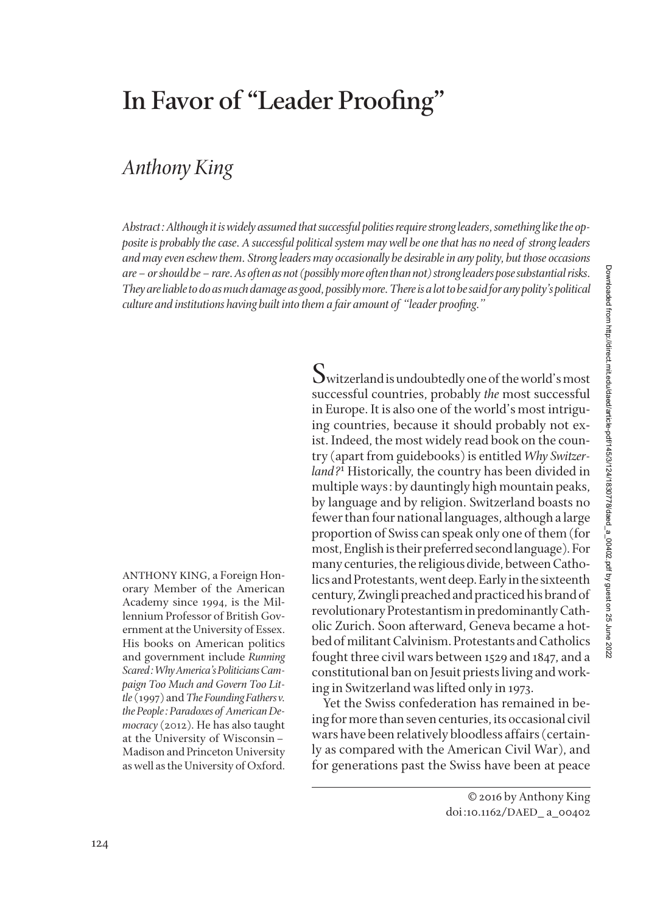# In Favor of "Leader Proofing"

## *Anthony King*

*Abstract: Although it is widely assumed that successful polities require strong leaders, something like the opposite is probably the case. A successful political system may well be one that has no need of strong leaders and may even eschew them. Strong leaders may occasionally be desirable in any polity, but those occasions are – or should be – rare. As often as not (possibly more often than not) strong leaders pose substantial risks. They are liable to do as much damage as good, possibly more. There is a lot to be said for any polity's political culture and institutions having built into them a fair amount of "leader proofing."*

ANTHONY KING, a Foreign Honorary Member of the American Academy since 1994, is the Millennium Professor of British Government at the University of Essex. His books on American politics and government include *Running Scared: Why America's Politicians Campaign Too Much and Govern Too Little* (1997) and *The Founding Fathers v. the People: Paradoxes of American Democracy* (2012). He has also taught at the University of Wisconsin–Madison and Princeton University as well as the University of Oxford.

Switzerland is undoubtedly one of the world's most successful countries, probably *the* most successful in Europe. It is also one of the world's most intriguing countries, because it should probably not exist. Indeed, the most widely read book on the country (apart from guidebooks) is entitled *Why Switzerland?*[1] Historically, the country has been divided in multiple ways: by dauntingly high mountain peaks, by language and by religion. Switzerland boasts no fewer than four national languages, although a large proportion of Swiss can speak only one of them (for most, English is their preferred second language). For many centuries, the religious divide, between Catholics and Protestants, went deep. Early in the sixteenth century, Zwingli preached and practiced his brand of revolutionary Protestantism in predominantly Catholic Zurich. Soon afterward, Geneva became a hotbed of militant Calvinism. Protestants and Catholics fought three civil wars between 1529 and 1847, and a constitutional ban on Jesuit priests living and working in Switzerland was lifted only in 1973.

Yet the Swiss confederation has remained in being for more than seven centuries, its occasional civil wars have been relatively bloodless affairs (certainly as compared with the American Civil War), and for generations past the Swiss have been at peace

© 2016 by Anthony King
doi:10.1162/DAED_a_00402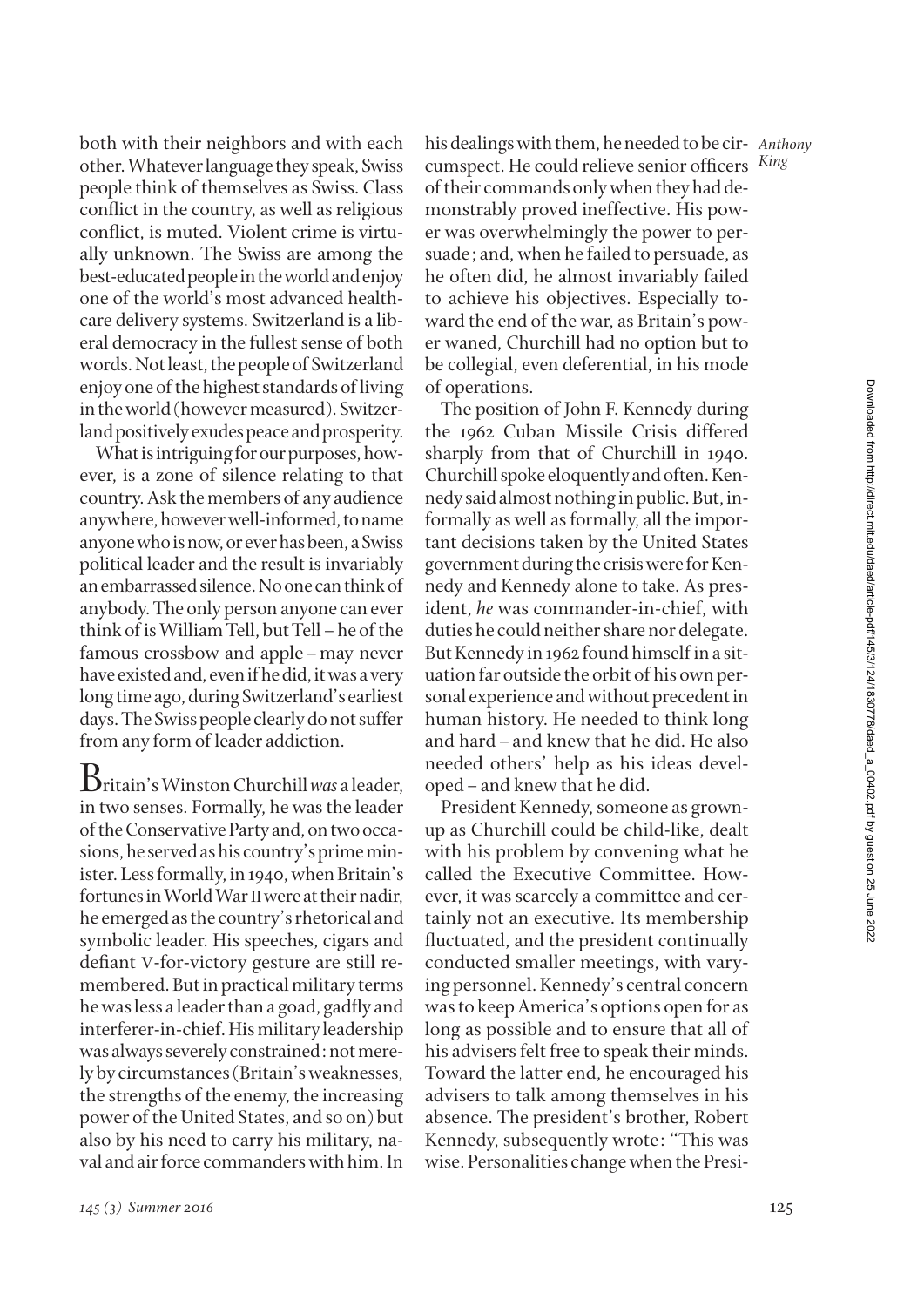both with their neighbors and with each other. Whatever language they speak, Swiss people think of themselves as Swiss. Class conflict in the country, as well as religious conflict, is muted. Violent crime is virtually unknown. The Swiss are among the best-educated people in the world and enjoy one of the world's most advanced health-care delivery systems. Switzerland is a liberal democracy in the fullest sense of both words. Not least, the people of Switzerland enjoy one of the highest standards of living in the world (however measured). Switzerland positively exudes peace and prosperity.

What is intriguing for our purposes, however, is a zone of silence relating to that country. Ask the members of any audience anywhere, however well-informed, to name anyone who is now, or ever has been, a Swiss political leader and the result is invariably an embarrassed silence. No one can think of anybody. The only person anyone can ever think of is William Tell, but Tell – he of the famous crossbow and apple – may never have existed and, even if he did, it was a very long time ago, during Switzerland's earliest days. The Swiss people clearly do not suffer from any form of leader addiction.

Britain's Winston Churchill *was* a leader, in two senses. Formally, he was the leader of the Conservative Party and, on two occasions, he served as his country's prime minister. Less formally, in 1940, when Britain's fortunes in World War II were at their nadir, he emerged as the country's rhetorical and symbolic leader. His speeches, cigars and defiant V-for-victory gesture are still remembered. But in practical military terms he was less a leader than a goad, gadfly and interferer-in-chief. His military leadership was always severely constrained: not merely by circumstances (Britain's weaknesses, the strengths of the enemy, the increasing power of the United States, and so on) but also by his need to carry his military, naval and air force commanders with him. In his dealings with them, he needed to be circumspect. He could relieve senior officers of their commands only when they had demonstrably proved ineffective. His power was overwhelmingly the power to persuade; and, when he failed to persuade, as he often did, he almost invariably failed to achieve his objectives. Especially toward the end of the war, as Britain's power waned, Churchill had no option but to be collegial, even deferential, in his mode of operations.

The position of John F. Kennedy during the 1962 Cuban Missile Crisis differed sharply from that of Churchill in 1940. Churchill spoke eloquently and often. Kennedy said almost nothing in public. But, informally as well as formally, all the important decisions taken by the United States government during the crisis were for Kennedy and Kennedy alone to take. As president, *he* was commander-in-chief, with duties he could neither share nor delegate. But Kennedy in 1962 found himself in a situation far outside the orbit of his own personal experience and without precedent in human history. He needed to think long and hard – and knew that he did. He also needed others' help as his ideas developed – and knew that he did.

President Kennedy, someone as grown-up as Churchill could be child-like, dealt with his problem by convening what he called the Executive Committee. However, it was scarcely a committee and certainly not an executive. Its membership fluctuated, and the president continually conducted smaller meetings, with varying personnel. Kennedy's central concern was to keep America's options open for as long as possible and to ensure that all of his advisers felt free to speak their minds. Toward the latter end, he encouraged his advisers to talk among themselves in his absence. The president's brother, Robert Kennedy, subsequently wrote: "This was wise. Personalities change when the Presi-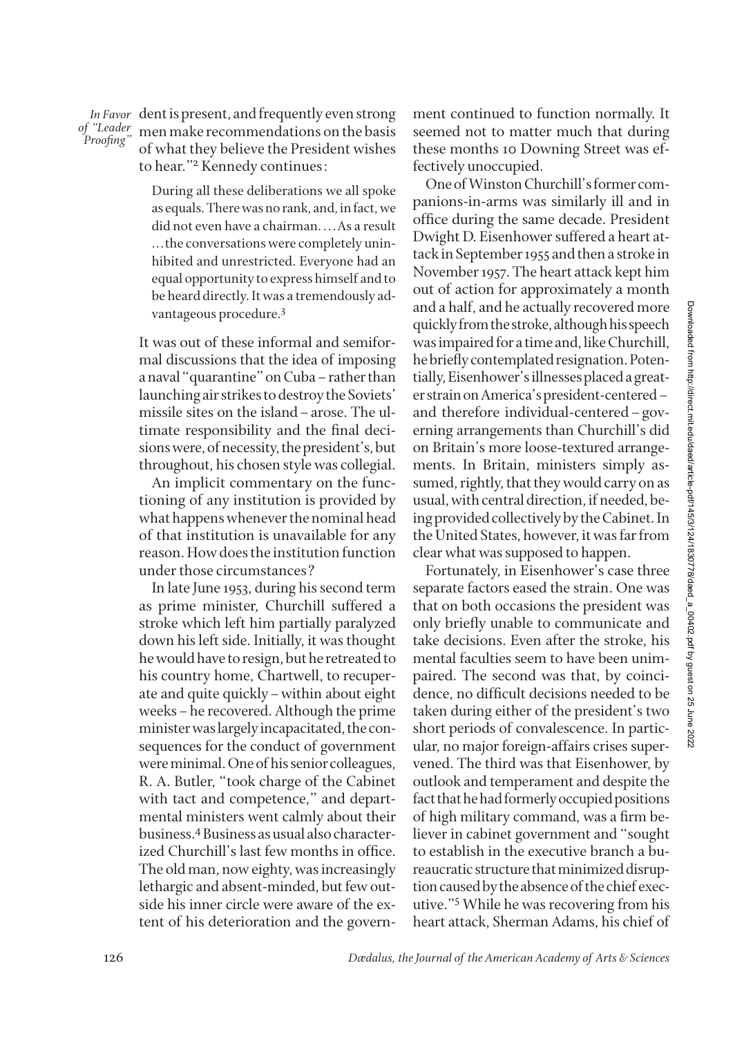dent is present, and frequently even strong men make recommendations on the basis of what they believe the President wishes to hear."[2] Kennedy continues:

> During all these deliberations we all spoke as equals. There was no rank, and, in fact, we did not even have a chairman. . . . As a result . . . the conversations were completely uninhibited and unrestricted. Everyone had an equal opportunity to express himself and to be heard directly. It was a tremendously advantageous procedure.[3]

It was out of these informal and semiformal discussions that the idea of imposing a naval "quarantine" on Cuba – rather than launching air strikes to destroy the Soviets' missile sites on the island – arose. The ultimate responsibility and the final decisions were, of necessity, the president's, but throughout, his chosen style was collegial.

An implicit commentary on the functioning of any institution is provided by what happens whenever the nominal head of that institution is unavailable for any reason. How does the institution function under those circumstances?

In late June 1953, during his second term as prime minister, Churchill suffered a stroke which left him partially paralyzed down his left side. Initially, it was thought he would have to resign, but he retreated to his country home, Chartwell, to recuperate and quite quickly – within about eight weeks – he recovered. Although the prime minister was largely incapacitated, the consequences for the conduct of government were minimal. One of his senior colleagues, R. A. Butler, "took charge of the Cabinet with tact and competence," and departmental ministers went calmly about their business.[4] Business as usual also characterized Churchill's last few months in office. The old man, now eighty, was increasingly lethargic and absent-minded, but few outside his inner circle were aware of the extent of his deterioration and the government continued to function normally. It seemed not to matter much that during these months 10 Downing Street was effectively unoccupied.

One of Winston Churchill's former companions-in-arms was similarly ill and in office during the same decade. President Dwight D. Eisenhower suffered a heart attack in September 1955 and then a stroke in November 1957. The heart attack kept him out of action for approximately a month and a half, and he actually recovered more quickly from the stroke, although his speech was impaired for a time and, like Churchill, he briefly contemplated resignation. Potentially, Eisenhower's illnesses placed a greater strain on America's president-centered – and therefore individual-centered – governing arrangements than Churchill's did on Britain's more loose-textured arrangements. In Britain, ministers simply assumed, rightly, that they would carry on as usual, with central direction, if needed, being provided collectively by the Cabinet. In the United States, however, it was far from clear what was supposed to happen.

Fortunately, in Eisenhower's case three separate factors eased the strain. One was that on both occasions the president was only briefly unable to communicate and take decisions. Even after the stroke, his mental faculties seem to have been unimpaired. The second was that, by coincidence, no difficult decisions needed to be taken during either of the president's two short periods of convalescence. In particular, no major foreign-affairs crises supervened. The third was that Eisenhower, by outlook and temperament and despite the fact that he had formerly occupied positions of high military command, was a firm believer in cabinet government and "sought to establish in the executive branch a bureaucratic structure that minimized disruption caused by the absence of the chief executive."[5] While he was recovering from his heart attack, Sherman Adams, his chief of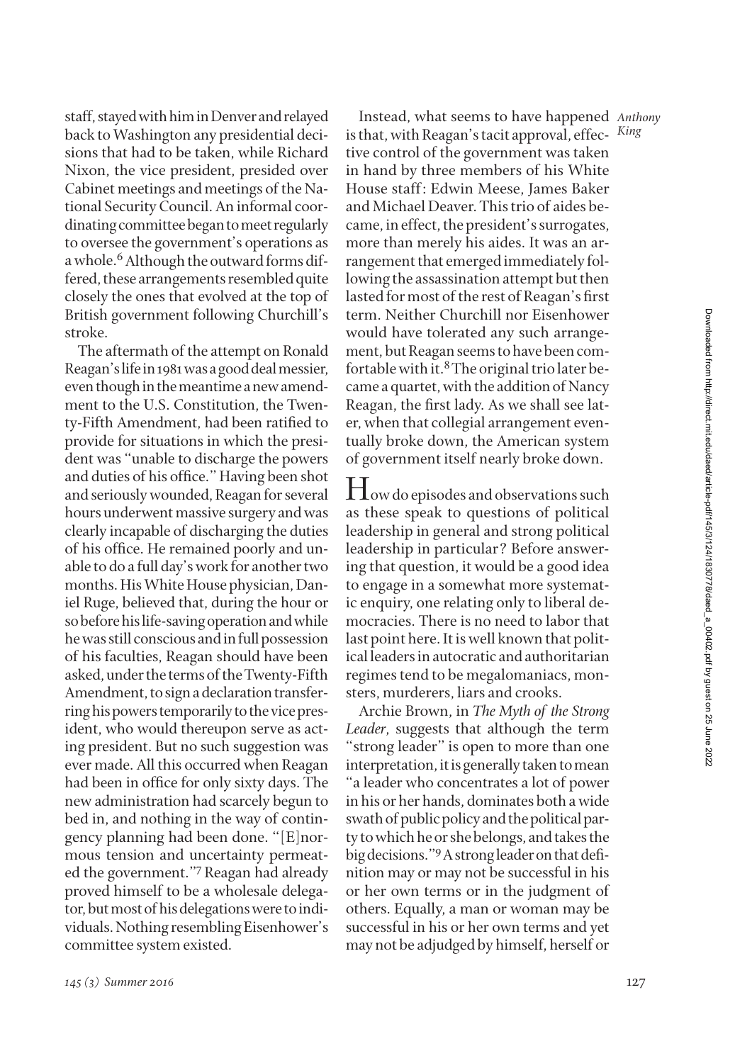staff, stayed with him in Denver and relayed back to Washington any presidential decisions that had to be taken, while Richard Nixon, the vice president, presided over Cabinet meetings and meetings of the National Security Council. An informal coordinating committee began to meet regularly to oversee the government's operations as a whole.[6] Although the outward forms differed, these arrangements resembled quite closely the ones that evolved at the top of British government following Churchill's stroke.

The aftermath of the attempt on Ronald Reagan's life in 1981 was a good deal messier, even though in the meantime a new amendment to the U.S. Constitution, the Twenty-Fifth Amendment, had been ratified to provide for situations in which the president was "unable to discharge the powers and duties of his office." Having been shot and seriously wounded, Reagan for several hours underwent massive surgery and was clearly incapable of discharging the duties of his office. He remained poorly and unable to do a full day's work for another two months. His White House physician, Daniel Ruge, believed that, during the hour or so before his life-saving operation and while he was still conscious and in full possession of his faculties, Reagan should have been asked, under the terms of the Twenty-Fifth Amendment, to sign a declaration transferring his powers temporarily to the vice president, who would thereupon serve as acting president. But no such suggestion was ever made. All this occurred when Reagan had been in office for only sixty days. The new administration had scarcely begun to bed in, and nothing in the way of contingency planning had been done. "[E]normous tension and uncertainty permeated the government."[7] Reagan had already proved himself to be a wholesale delegator, but most of his delegations were to individuals. Nothing resembling Eisenhower's committee system existed.

Instead, what seems to have happened is that, with Reagan's tacit approval, effective control of the government was taken in hand by three members of his White House staff: Edwin Meese, James Baker and Michael Deaver. This trio of aides became, in effect, the president's surrogates, more than merely his aides. It was an arrangement that emerged immediately following the assassination attempt but then lasted for most of the rest of Reagan's first term. Neither Churchill nor Eisenhower would have tolerated any such arrangement, but Reagan seems to have been comfortable with it.[8] The original trio later became a quartet, with the addition of Nancy Reagan, the first lady. As we shall see later, when that collegial arrangement eventually broke down, the American system of government itself nearly broke down.

How do episodes and observations such as these speak to questions of political leadership in general and strong political leadership in particular? Before answering that question, it would be a good idea to engage in a somewhat more systematic enquiry, one relating only to liberal democracies. There is no need to labor that last point here. It is well known that political leaders in autocratic and authoritarian regimes tend to be megalomaniacs, monsters, murderers, liars and crooks.

Archie Brown, in *The Myth of the Strong Leader*, suggests that although the term "strong leader" is open to more than one interpretation, it is generally taken to mean "a leader who concentrates a lot of power in his or her hands, dominates both a wide swath of public policy and the political party to which he or she belongs, and takes the big decisions."[9] A strong leader on that definition may or may not be successful in his or her own terms or in the judgment of others. Equally, a man or woman may be successful in his or her own terms and yet may not be adjudged by himself, herself or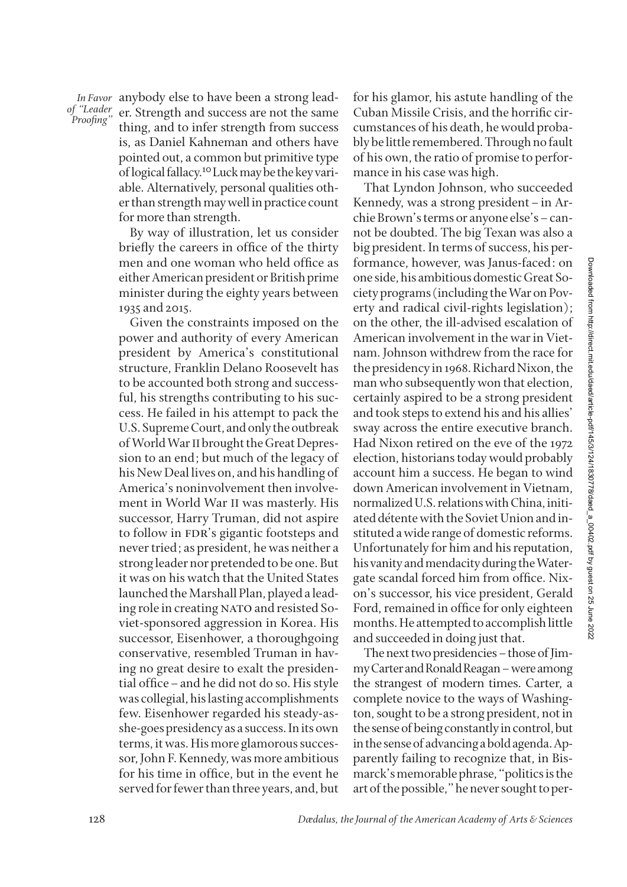anybody else to have been a strong leader. Strength and success are not the same thing, and to infer strength from success is, as Daniel Kahneman and others have pointed out, a common but primitive type of logical fallacy.[10] Luck may be the key variable. Alternatively, personal qualities other than strength may well in practice count for more than strength.

By way of illustration, let us consider briefly the careers in office of the thirty men and one woman who held office as either American president or British prime minister during the eighty years between 1935 and 2015.

Given the constraints imposed on the power and authority of every American president by America's constitutional structure, Franklin Delano Roosevelt has to be accounted both strong and successful, his strengths contributing to his success. He failed in his attempt to pack the U.S. Supreme Court, and only the outbreak of World War II brought the Great Depression to an end; but much of the legacy of his New Deal lives on, and his handling of America's noninvolvement then involvement in World War II was masterly. His successor, Harry Truman, did not aspire to follow in FDR's gigantic footsteps and never tried; as president, he was neither a strong leader nor pretended to be one. But it was on his watch that the United States launched the Marshall Plan, played a leading role in creating NATO and resisted Soviet-sponsored aggression in Korea. His successor, Eisenhower, a thoroughgoing conservative, resembled Truman in having no great desire to exalt the presidential office – and he did not do so. His style was collegial, his lasting accomplishments few. Eisenhower regarded his steady-as-she-goes presidency as a success. In its own terms, it was. His more glamorous successor, John F. Kennedy, was more ambitious for his time in office, but in the event he served for fewer than three years, and, but for his glamor, his astute handling of the Cuban Missile Crisis, and the horrific circumstances of his death, he would probably be little remembered. Through no fault of his own, the ratio of promise to performance in his case was high.

That Lyndon Johnson, who succeeded Kennedy, was a strong president – in Archie Brown's terms or anyone else's – cannot be doubted. The big Texan was also a big president. In terms of success, his performance, however, was Janus-faced: on one side, his ambitious domestic Great Society programs (including the War on Poverty and radical civil-rights legislation); on the other, the ill-advised escalation of American involvement in the war in Vietnam. Johnson withdrew from the race for the presidency in 1968. Richard Nixon, the man who subsequently won that election, certainly aspired to be a strong president and took steps to extend his and his allies' sway across the entire executive branch. Had Nixon retired on the eve of the 1972 election, historians today would probably account him a success. He began to wind down American involvement in Vietnam, normalized U.S. relations with China, initiated détente with the Soviet Union and instituted a wide range of domestic reforms. Unfortunately for him and his reputation, his vanity and mendacity during the Watergate scandal forced him from office. Nixon's successor, his vice president, Gerald Ford, remained in office for only eighteen months. He attempted to accomplish little and succeeded in doing just that.

The next two presidencies – those of Jimmy Carter and Ronald Reagan – were among the strangest of modern times. Carter, a complete novice to the ways of Washington, sought to be a strong president, not in the sense of being constantly in control, but in the sense of advancing a bold agenda. Apparently failing to recognize that, in Bismarck's memorable phrase, "politics is the art of the possible," he never sought to per-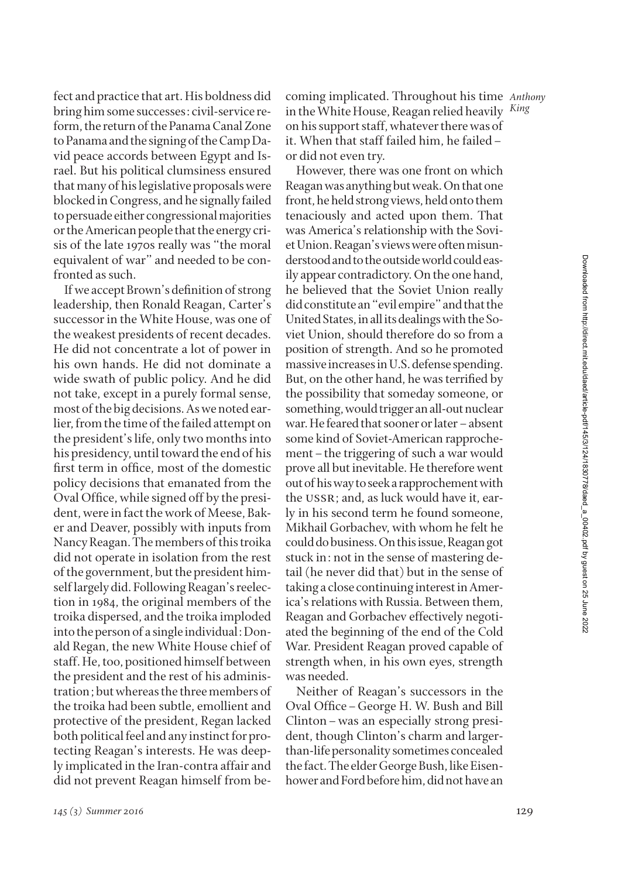fect and practice that art. His boldness did bring him some successes: civil-service reform, the return of the Panama Canal Zone to Panama and the signing of the Camp David peace accords between Egypt and Israel. But his political clumsiness ensured that many of his legislative proposals were blocked in Congress, and he signally failed to persuade either congressional majorities or the American people that the energy crisis of the late 1970s really was "the moral equivalent of war" and needed to be confronted as such.

If we accept Brown's definition of strong leadership, then Ronald Reagan, Carter's successor in the White House, was one of the weakest presidents of recent decades. He did not concentrate a lot of power in his own hands. He did not dominate a wide swath of public policy. And he did not take, except in a purely formal sense, most of the big decisions. As we noted earlier, from the time of the failed attempt on the president's life, only two months into his presidency, until toward the end of his first term in office, most of the domestic policy decisions that emanated from the Oval Office, while signed off by the president, were in fact the work of Meese, Baker and Deaver, possibly with inputs from Nancy Reagan. The members of this troika did not operate in isolation from the rest of the government, but the president himself largely did. Following Reagan's reelection in 1984, the original members of the troika dispersed, and the troika imploded into the person of a single individual: Donald Regan, the new White House chief of staff. He, too, positioned himself between the president and the rest of his administration; but whereas the three members of the troika had been subtle, emollient and protective of the president, Regan lacked both political feel and any instinct for protecting Reagan's interests. He was deeply implicated in the Iran-contra affair and did not prevent Reagan himself from becoming implicated. Throughout his time in the White House, Reagan relied heavily on his support staff, whatever there was of it. When that staff failed him, he failed – or did not even try.

However, there was one front on which Reagan was anything but weak. On that one front, he held strong views, held onto them tenaciously and acted upon them. That was America's relationship with the Soviet Union. Reagan's views were often misunderstood and to the outside world could easily appear contradictory. On the one hand, he believed that the Soviet Union really did constitute an "evil empire" and that the United States, in all its dealings with the Soviet Union, should therefore do so from a position of strength. And so he promoted massive increases in U.S. defense spending. But, on the other hand, he was terrified by the possibility that someday someone, or something, would trigger an all-out nuclear war. He feared that sooner or later – absent some kind of Soviet-American rapprochement – the triggering of such a war would prove all but inevitable. He therefore went out of his way to seek a rapprochement with the USSR; and, as luck would have it, early in his second term he found someone, Mikhail Gorbachev, with whom he felt he could do business. On this issue, Reagan got stuck in: not in the sense of mastering detail (he never did that) but in the sense of taking a close continuing interest in America's relations with Russia. Between them, Reagan and Gorbachev effectively negotiated the beginning of the end of the Cold War. President Reagan proved capable of strength when, in his own eyes, strength was needed.

Neither of Reagan's successors in the Oval Office – George H. W. Bush and Bill Clinton – was an especially strong president, though Clinton's charm and larger-than-life personality sometimes concealed the fact. The elder George Bush, like Eisenhower and Ford before him, did not have an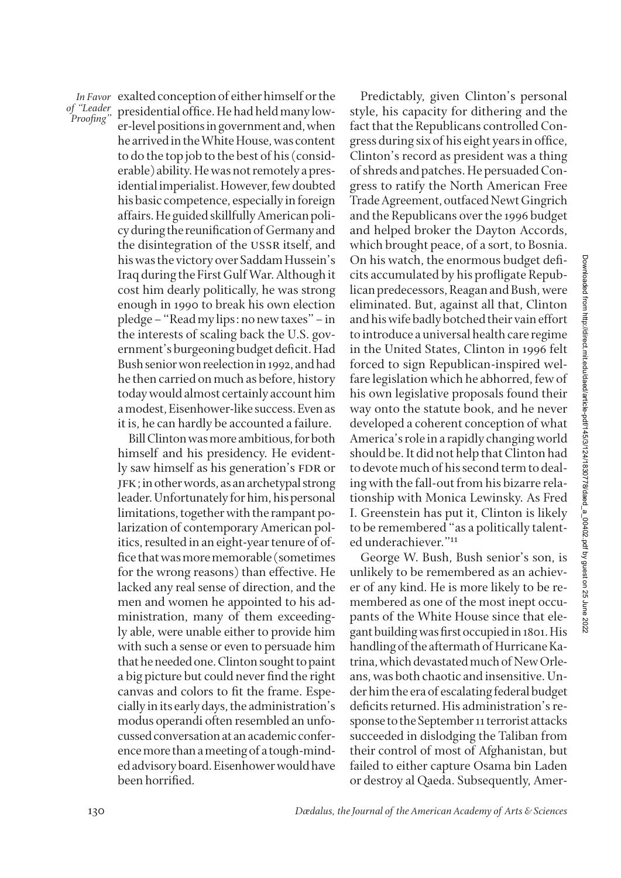exalted conception of either himself or the presidential office. He had held many lower-level positions in government and, when he arrived in the White House, was content to do the top job to the best of his (considerable) ability. He was not remotely a presidential imperialist. However, few doubted his basic competence, especially in foreign affairs. He guided skillfully American policy during the reunification of Germany and the disintegration of the USSR itself, and his was the victory over Saddam Hussein's Iraq during the First Gulf War. Although it cost him dearly politically, he was strong enough in 1990 to break his own election pledge – "Read my lips: no new taxes" – in the interests of scaling back the U.S. government's burgeoning budget deficit. Had Bush senior won reelection in 1992, and had he then carried on much as before, history today would almost certainly account him a modest, Eisenhower-like success. Even as it is, he can hardly be accounted a failure.

Bill Clinton was more ambitious, for both himself and his presidency. He evidently saw himself as his generation's FDR or JFK; in other words, as an archetypal strong leader. Unfortunately for him, his personal limitations, together with the rampant polarization of contemporary American politics, resulted in an eight-year tenure of office that was more memorable (sometimes for the wrong reasons) than effective. He lacked any real sense of direction, and the men and women he appointed to his administration, many of them exceedingly able, were unable either to provide him with such a sense or even to persuade him that he needed one. Clinton sought to paint a big picture but could never find the right canvas and colors to fit the frame. Especially in its early days, the administration's modus operandi often resembled an unfocussed conversation at an academic conference more than a meeting of a tough-minded advisory board. Eisenhower would have been horrified.

Predictably, given Clinton's personal style, his capacity for dithering and the fact that the Republicans controlled Congress during six of his eight years in office, Clinton's record as president was a thing of shreds and patches. He persuaded Congress to ratify the North American Free Trade Agreement, outfaced Newt Gingrich and the Republicans over the 1996 budget and helped broker the Dayton Accords, which brought peace, of a sort, to Bosnia. On his watch, the enormous budget deficits accumulated by his profligate Republican predecessors, Reagan and Bush, were eliminated. But, against all that, Clinton and his wife badly botched their vain effort to introduce a universal health care regime in the United States, Clinton in 1996 felt forced to sign Republican-inspired welfare legislation which he abhorred, few of his own legislative proposals found their way onto the statute book, and he never developed a coherent conception of what America's role in a rapidly changing world should be. It did not help that Clinton had to devote much of his second term to dealing with the fall-out from his bizarre relationship with Monica Lewinsky. As Fred I. Greenstein has put it, Clinton is likely to be remembered "as a politically talented underachiever."[11]

George W. Bush, Bush senior's son, is unlikely to be remembered as an achiever of any kind. He is more likely to be remembered as one of the most inept occupants of the White House since that elegant building was first occupied in 1801. His handling of the aftermath of Hurricane Katrina, which devastated much of New Orleans, was both chaotic and insensitive. Under him the era of escalating federal budget deficits returned. His administration's response to the September 11 terrorist attacks succeeded in dislodging the Taliban from their control of most of Afghanistan, but failed to either capture Osama bin Laden or destroy al Qaeda. Subsequently, Amer-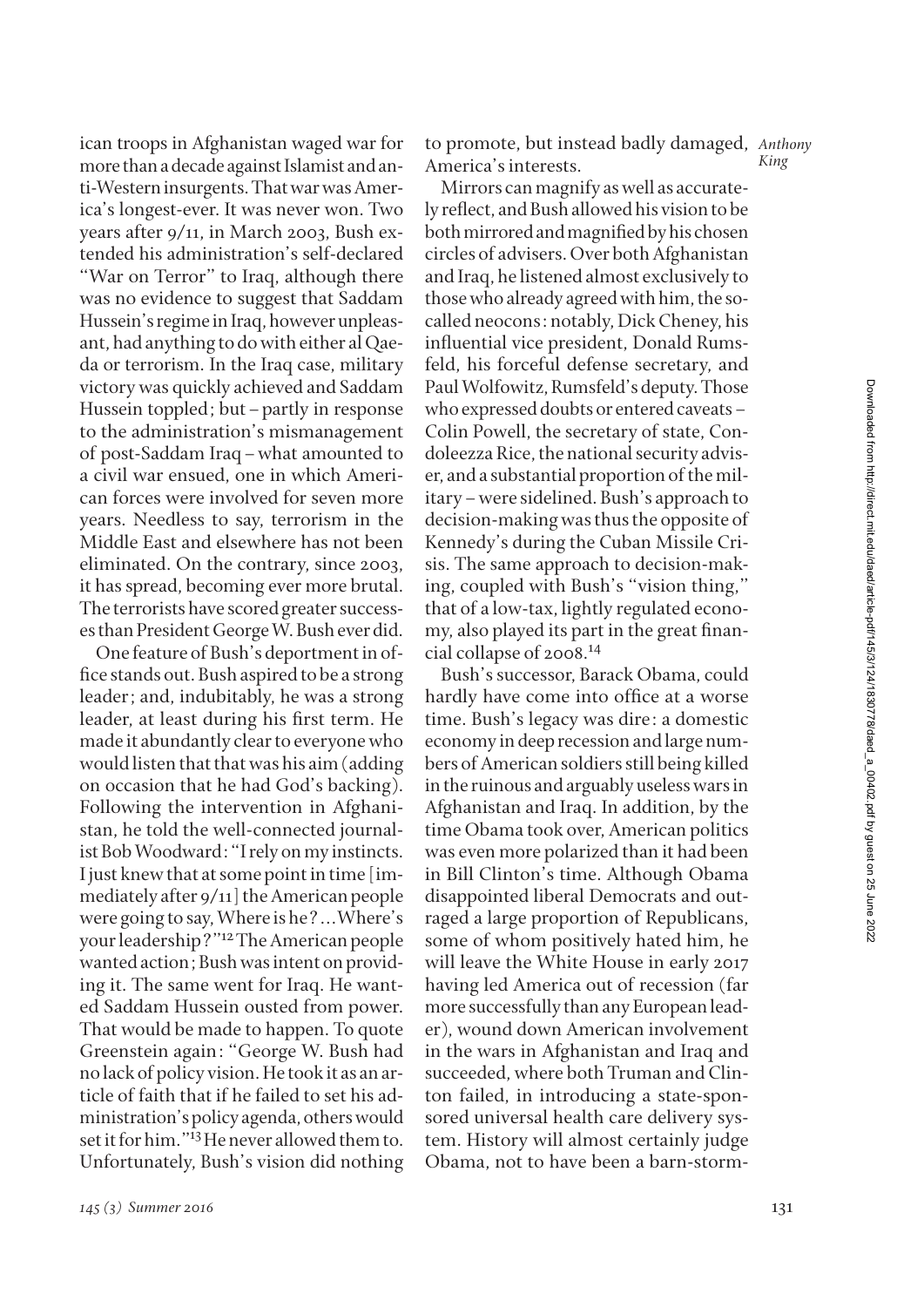ican troops in Afghanistan waged war for more than a decade against Islamist and anti-Western insurgents. That war was America's longest-ever. It was never won. Two years after 9/11, in March 2003, Bush extended his administration's self-declared "War on Terror" to Iraq, although there was no evidence to suggest that Saddam Hussein's regime in Iraq, however unpleasant, had anything to do with either al Qaeda or terrorism. In the Iraq case, military victory was quickly achieved and Saddam Hussein toppled; but – partly in response to the administration's mismanagement of post-Saddam Iraq – what amounted to a civil war ensued, one in which American forces were involved for seven more years. Needless to say, terrorism in the Middle East and elsewhere has not been eliminated. On the contrary, since 2003, it has spread, becoming ever more brutal. The terrorists have scored greater successes than President George W. Bush ever did.

One feature of Bush's deportment in office stands out. Bush aspired to be a strong leader; and, indubitably, he was a strong leader, at least during his first term. He made it abundantly clear to everyone who would listen that that was his aim (adding on occasion that he had God's backing). Following the intervention in Afghanistan, he told the well-connected journalist Bob Woodward: "I rely on my instincts. I just knew that at some point in time [immediately after 9/11] the American people were going to say, Where is he? . . . Where's your leadership?"[12] The American people wanted action; Bush was intent on providing it. The same went for Iraq. He wanted Saddam Hussein ousted from power. That would be made to happen. To quote Greenstein again: "George W. Bush had no lack of policy vision. He took it as an article of faith that if he failed to set his administration's policy agenda, others would set it for him."[13] He never allowed them to. Unfortunately, Bush's vision did nothing to promote, but instead badly damaged, America's interests.

Mirrors can magnify as well as accurately reflect, and Bush allowed his vision to be both mirrored and magnified by his chosen circles of advisers. Over both Afghanistan and Iraq, he listened almost exclusively to those who already agreed with him, the so-called neocons: notably, Dick Cheney, his influential vice president, Donald Rumsfeld, his forceful defense secretary, and Paul Wolfowitz, Rumsfeld's deputy. Those who expressed doubts or entered caveats – Colin Powell, the secretary of state, Condoleezza Rice, the national security adviser, and a substantial proportion of the military – were sidelined. Bush's approach to decision-making was thus the opposite of Kennedy's during the Cuban Missile Crisis. The same approach to decision-making, coupled with Bush's "vision thing," that of a low-tax, lightly regulated economy, also played its part in the great financial collapse of 2008.[14]

Bush's successor, Barack Obama, could hardly have come into office at a worse time. Bush's legacy was dire: a domestic economy in deep recession and large numbers of American soldiers still being killed in the ruinous and arguably useless wars in Afghanistan and Iraq. In addition, by the time Obama took over, American politics was even more polarized than it had been in Bill Clinton's time. Although Obama disappointed liberal Democrats and outraged a large proportion of Republicans, some of whom positively hated him, he will leave the White House in early 2017 having led America out of recession (far more successfully than any European leader), wound down American involvement in the wars in Afghanistan and Iraq and succeeded, where both Truman and Clinton failed, in introducing a state-sponsored universal health care delivery system. History will almost certainly judge Obama, not to have been a barn-storm-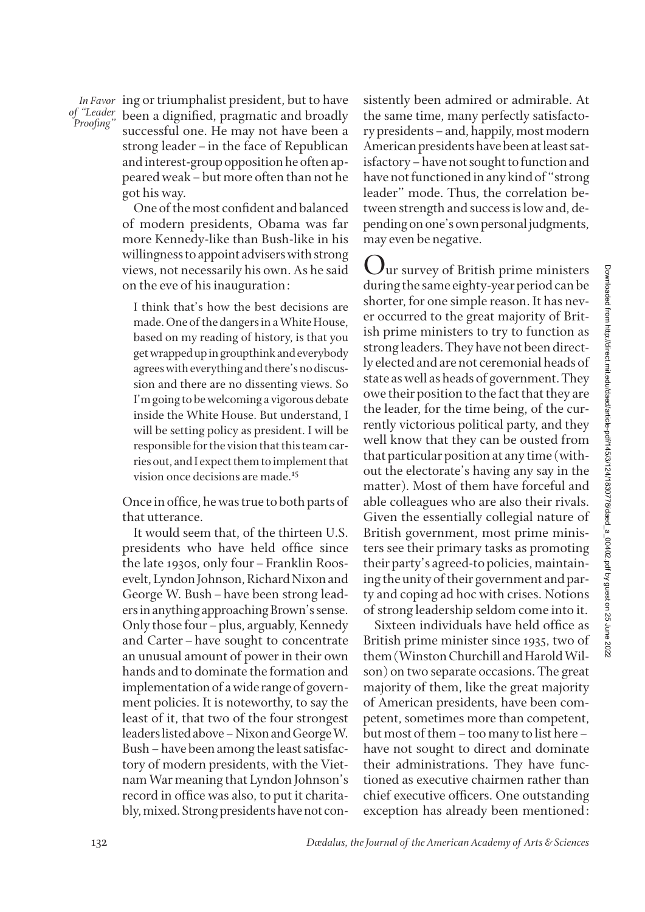ing or triumphalist president, but to have been a dignified, pragmatic and broadly successful one. He may not have been a strong leader – in the face of Republican and interest-group opposition he often appeared weak – but more often than not he got his way.

One of the most confident and balanced of modern presidents, Obama was far more Kennedy-like than Bush-like in his willingness to appoint advisers with strong views, not necessarily his own. As he said on the eve of his inauguration:

> I think that's how the best decisions are made. One of the dangers in a White House, based on my reading of history, is that you get wrapped up in groupthink and everybody agrees with everything and there's no discussion and there are no dissenting views. So I'm going to be welcoming a vigorous debate inside the White House. But understand, I will be setting policy as president. I will be responsible for the vision that this team carries out, and I expect them to implement that vision once decisions are made.[15]

Once in office, he was true to both parts of that utterance.

It would seem that, of the thirteen U.S. presidents who have held office since the late 1930s, only four – Franklin Roosevelt, Lyndon Johnson, Richard Nixon and George W. Bush – have been strong leaders in anything approaching Brown's sense. Only those four – plus, arguably, Kennedy and Carter – have sought to concentrate an unusual amount of power in their own hands and to dominate the formation and implementation of a wide range of government policies. It is noteworthy, to say the least of it, that two of the four strongest leaders listed above – Nixon and George W. Bush – have been among the least satisfactory of modern presidents, with the Vietnam War meaning that Lyndon Johnson's record in office was also, to put it charitably, mixed. Strong presidents have not consistently been admired or admirable. At the same time, many perfectly satisfactory presidents – and, happily, most modern American presidents have been at least satisfactory – have not sought to function and have not functioned in any kind of "strong leader" mode. Thus, the correlation between strength and success is low and, depending on one's own personal judgments, may even be negative.

Our survey of British prime ministers during the same eighty-year period can be shorter, for one simple reason. It has never occurred to the great majority of British prime ministers to try to function as strong leaders. They have not been directly elected and are not ceremonial heads of state as well as heads of government. They owe their position to the fact that they are the leader, for the time being, of the currently victorious political party, and they well know that they can be ousted from that particular position at any time (without the electorate's having any say in the matter). Most of them have forceful and able colleagues who are also their rivals. Given the essentially collegial nature of British government, most prime ministers see their primary tasks as promoting their party's agreed-to policies, maintaining the unity of their government and party and coping ad hoc with crises. Notions of strong leadership seldom come into it.

Sixteen individuals have held office as British prime minister since 1935, two of them (Winston Churchill and Harold Wilson) on two separate occasions. The great majority of them, like the great majority of American presidents, have been competent, sometimes more than competent, but most of them – too many to list here – have not sought to direct and dominate their administrations. They have functioned as executive chairmen rather than chief executive officers. One outstanding exception has already been mentioned: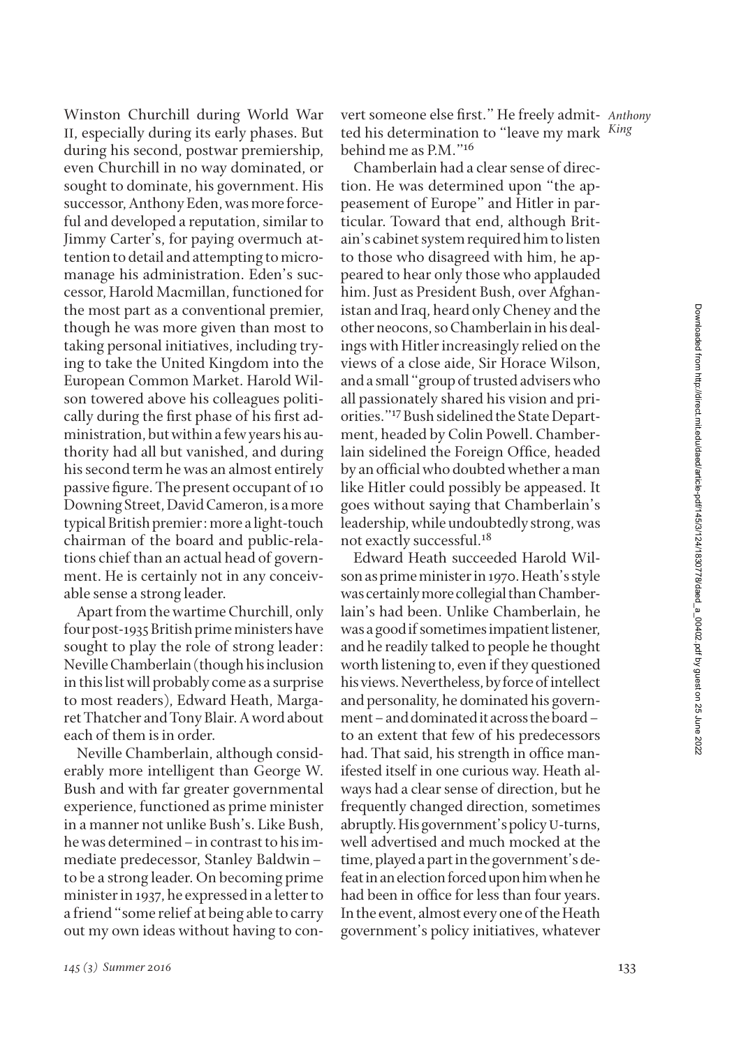Winston Churchill during World War II, especially during its early phases. But during his second, postwar premiership, even Churchill in no way dominated, or sought to dominate, his government. His successor, Anthony Eden, was more forceful and developed a reputation, similar to Jimmy Carter's, for paying overmuch attention to detail and attempting to micromanage his administration. Eden's successor, Harold Macmillan, functioned for the most part as a conventional premier, though he was more given than most to taking personal initiatives, including trying to take the United Kingdom into the European Common Market. Harold Wilson towered above his colleagues politically during the first phase of his first administration, but within a few years his authority had all but vanished, and during his second term he was an almost entirely passive figure. The present occupant of 10 Downing Street, David Cameron, is a more typical British premier: more a light-touch chairman of the board and public-relations chief than an actual head of government. He is certainly not in any conceivable sense a strong leader.

Apart from the wartime Churchill, only four post-1935 British prime ministers have sought to play the role of strong leader: Neville Chamberlain (though his inclusion in this list will probably come as a surprise to most readers), Edward Heath, Margaret Thatcher and Tony Blair. A word about each of them is in order.

Neville Chamberlain, although considerably more intelligent than George W. Bush and with far greater governmental experience, functioned as prime minister in a manner not unlike Bush's. Like Bush, he was determined – in contrast to his immediate predecessor, Stanley Baldwin – to be a strong leader. On becoming prime minister in 1937, he expressed in a letter to a friend "some relief at being able to carry out my own ideas without having to convert someone else first." He freely admitted his determination to "leave my mark behind me as P.M."[16]

Chamberlain had a clear sense of direction. He was determined upon "the appeasement of Europe" and Hitler in particular. Toward that end, although Britain's cabinet system required him to listen to those who disagreed with him, he appeared to hear only those who applauded him. Just as President Bush, over Afghanistan and Iraq, heard only Cheney and the other neocons, so Chamberlain in his dealings with Hitler increasingly relied on the views of a close aide, Sir Horace Wilson, and a small "group of trusted advisers who all passionately shared his vision and priorities."[17] Bush sidelined the State Department, headed by Colin Powell. Chamberlain sidelined the Foreign Office, headed by an official who doubted whether a man like Hitler could possibly be appeased. It goes without saying that Chamberlain's leadership, while undoubtedly strong, was not exactly successful.[18]

Edward Heath succeeded Harold Wilson as prime minister in 1970. Heath's style was certainly more collegial than Chamberlain's had been. Unlike Chamberlain, he was a good if sometimes impatient listener, and he readily talked to people he thought worth listening to, even if they questioned his views. Nevertheless, by force of intellect and personality, he dominated his government – and dominated it across the board – to an extent that few of his predecessors had. That said, his strength in office manifested itself in one curious way. Heath always had a clear sense of direction, but he frequently changed direction, sometimes abruptly. His government's policy U-turns, well advertised and much mocked at the time, played a part in the government's defeat in an election forced upon him when he had been in office for less than four years. In the event, almost every one of the Heath government's policy initiatives, whatever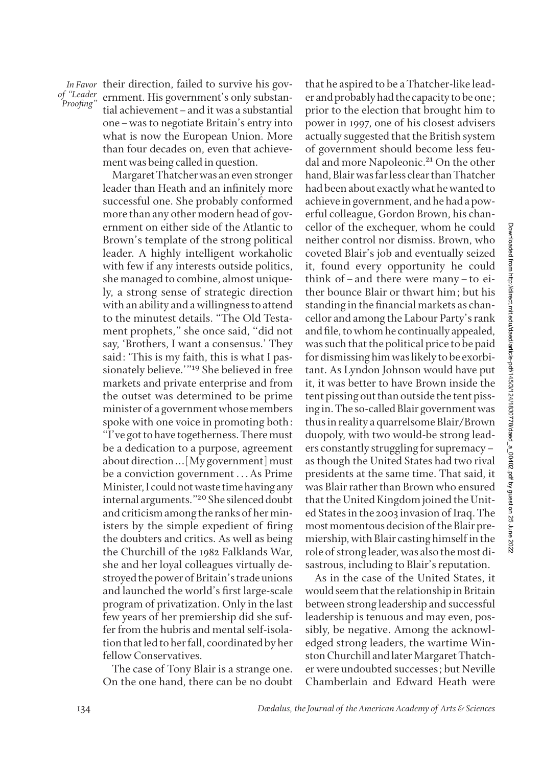their direction, failed to survive his government. His government's only substantial achievement – and it was a substantial one – was to negotiate Britain's entry into what is now the European Union. More than four decades on, even that achievement was being called in question.

Margaret Thatcher was an even stronger leader than Heath and an infinitely more successful one. She probably conformed more than any other modern head of government on either side of the Atlantic to Brown's template of the strong political leader. A highly intelligent workaholic with few if any interests outside politics, she managed to combine, almost uniquely, a strong sense of strategic direction with an ability and a willingness to attend to the minutest details. "The Old Testament prophets," she once said, "did not say, 'Brothers, I want a consensus.' They said: 'This is my faith, this is what I passionately believe.'"[19] She believed in free markets and private enterprise and from the outset was determined to be prime minister of a government whose members spoke with one voice in promoting both: "I've got to have togetherness. There must be a dedication to a purpose, agreement about direction ... [My government] must be a conviction government ... As Prime Minister, I could not waste time having any internal arguments."[20] She silenced doubt and criticism among the ranks of her ministers by the simple expedient of firing the doubters and critics. As well as being the Churchill of the 1982 Falklands War, she and her loyal colleagues virtually destroyed the power of Britain's trade unions and launched the world's first large-scale program of privatization. Only in the last few years of her premiership did she suffer from the hubris and mental self-isolation that led to her fall, coordinated by her fellow Conservatives.

The case of Tony Blair is a strange one. On the one hand, there can be no doubt that he aspired to be a Thatcher-like leader and probably had the capacity to be one; prior to the election that brought him to power in 1997, one of his closest advisers actually suggested that the British system of government should become less feudal and more Napoleonic.[21] On the other hand, Blair was far less clear than Thatcher had been about exactly what he wanted to achieve in government, and he had a powerful colleague, Gordon Brown, his chancellor of the exchequer, whom he could neither control nor dismiss. Brown, who coveted Blair's job and eventually seized it, found every opportunity he could think of – and there were many – to either bounce Blair or thwart him; but his standing in the financial markets as chancellor and among the Labour Party's rank and file, to whom he continually appealed, was such that the political price to be paid for dismissing him was likely to be exorbitant. As Lyndon Johnson would have put it, it was better to have Brown inside the tent pissing out than outside the tent pissing in. The so-called Blair government was thus in reality a quarrelsome Blair/Brown duopoly, with two would-be strong leaders constantly struggling for supremacy – as though the United States had two rival presidents at the same time. That said, it was Blair rather than Brown who ensured that the United Kingdom joined the United States in the 2003 invasion of Iraq. The most momentous decision of the Blair premiership, with Blair casting himself in the role of strong leader, was also the most disastrous, including to Blair's reputation.

As in the case of the United States, it would seem that the relationship in Britain between strong leadership and successful leadership is tenuous and may even, possibly, be negative. Among the acknowledged strong leaders, the wartime Winston Churchill and later Margaret Thatcher were undoubted successes; but Neville Chamberlain and Edward Heath were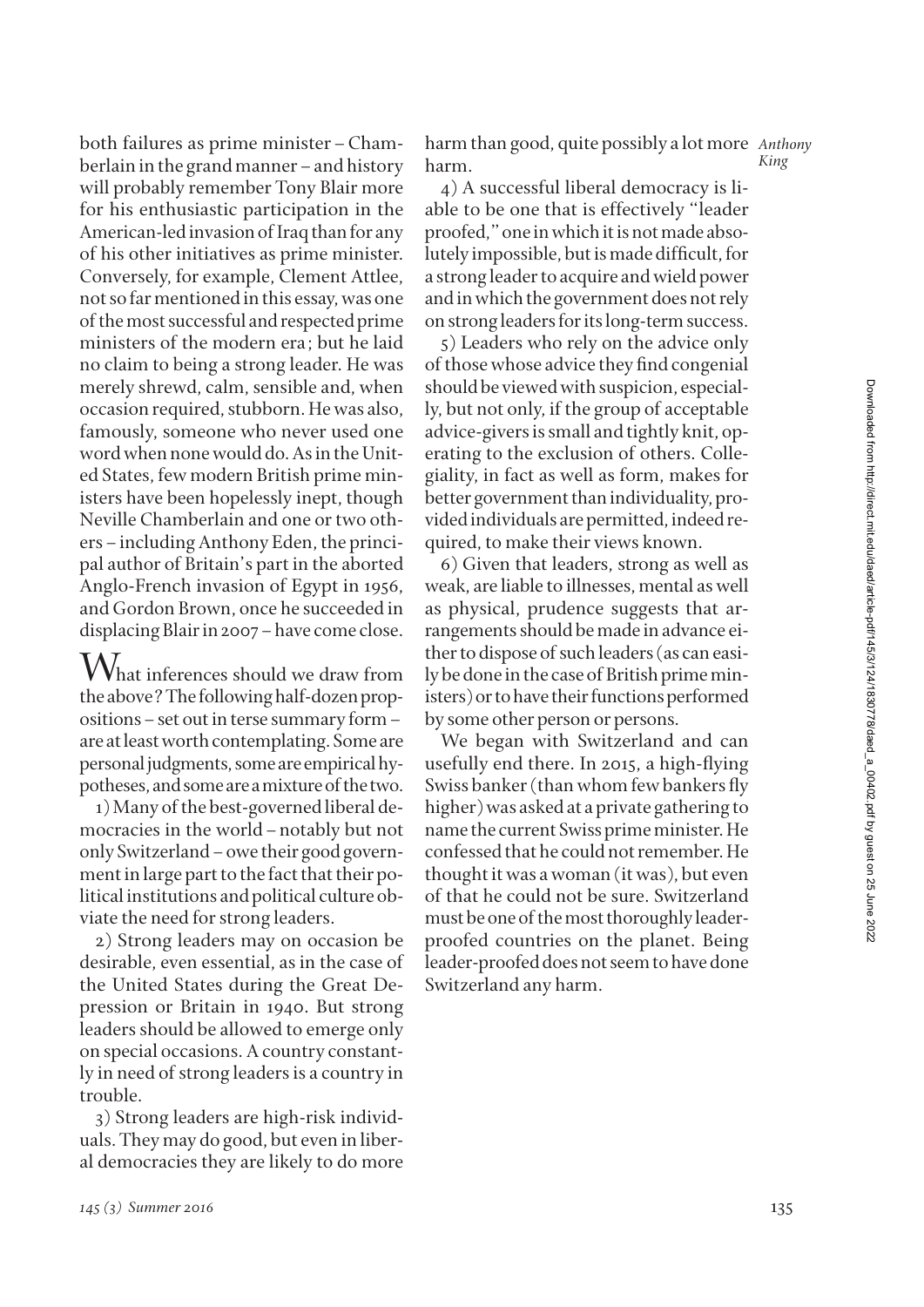both failures as prime minister – Chamberlain in the grand manner – and history will probably remember Tony Blair more for his enthusiastic participation in the American-led invasion of Iraq than for any of his other initiatives as prime minister. Conversely, for example, Clement Attlee, not so far mentioned in this essay, was one of the most successful and respected prime ministers of the modern era; but he laid no claim to being a strong leader. He was merely shrewd, calm, sensible and, when occasion required, stubborn. He was also, famously, someone who never used one word when none would do. As in the United States, few modern British prime ministers have been hopelessly inept, though Neville Chamberlain and one or two others – including Anthony Eden, the principal author of Britain's part in the aborted Anglo-French invasion of Egypt in 1956, and Gordon Brown, once he succeeded in displacing Blair in 2007 – have come close.

What inferences should we draw from the above? The following half-dozen propositions – set out in terse summary form – are at least worth contemplating. Some are personal judgments, some are empirical hypotheses, and some are a mixture of the two.

1) Many of the best-governed liberal democracies in the world – notably but not only Switzerland – owe their good government in large part to the fact that their political institutions and political culture obviate the need for strong leaders.

2) Strong leaders may on occasion be desirable, even essential, as in the case of the United States during the Great Depression or Britain in 1940. But strong leaders should be allowed to emerge only on special occasions. A country constantly in need of strong leaders is a country in trouble.

3) Strong leaders are high-risk individuals. They may do good, but even in liberal democracies they are likely to do more harm than good, quite possibly a lot more harm.

4) A successful liberal democracy is liable to be one that is effectively "leader proofed," one in which it is not made absolutely impossible, but is made difficult, for a strong leader to acquire and wield power and in which the government does not rely on strong leaders for its long-term success.

5) Leaders who rely on the advice only of those whose advice they find congenial should be viewed with suspicion, especially, but not only, if the group of acceptable advice-givers is small and tightly knit, operating to the exclusion of others. Collegiality, in fact as well as form, makes for better government than individuality, provided individuals are permitted, indeed required, to make their views known.

6) Given that leaders, strong as well as weak, are liable to illnesses, mental as well as physical, prudence suggests that arrangements should be made in advance either to dispose of such leaders (as can easily be done in the case of British prime ministers) or to have their functions performed by some other person or persons.

We began with Switzerland and can usefully end there. In 2015, a high-flying Swiss banker (than whom few bankers fly higher) was asked at a private gathering to name the current Swiss prime minister. He confessed that he could not remember. He thought it was a woman (it was), but even of that he could not be sure. Switzerland must be one of the most thoroughly leader-proofed countries on the planet. Being leader-proofed does not seem to have done Switzerland any harm.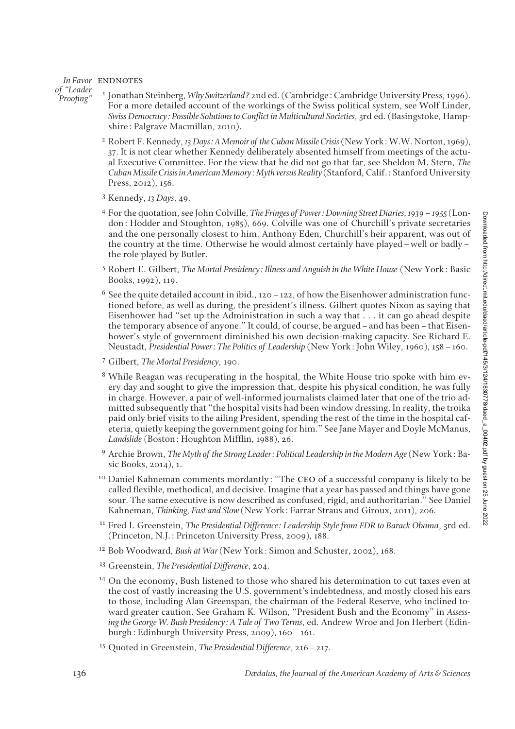## ENDNOTES

1 Jonathan Steinberg, *Why Switzerland?* 2nd ed. (Cambridge: Cambridge University Press, 1996). For a more detailed account of the workings of the Swiss political system, see Wolf Linder, *Swiss Democracy: Possible Solutions to Conflict in Multicultural Societies*, 3rd ed. (Basingstoke, Hampshire: Palgrave Macmillan, 2010).

2 Robert F. Kennedy, *13 Days: A Memoir of the Cuban Missile Crisis* (New York: W.W. Norton, 1969), 37. It is not clear whether Kennedy deliberately absented himself from meetings of the actual Executive Committee. For the view that he did not go that far, see Sheldon M. Stern, *The Cuban Missile Crisis in American Memory: Myth versus Reality* (Stanford, Calif.: Stanford University Press, 2012), 156.

3 Kennedy, *13 Days*, 49.

4 For the quotation, see John Colville, *The Fringes of Power: Downing Street Diaries, 1939–1955* (London: Hodder and Stoughton, 1985), 669. Colville was one of Churchill's private secretaries and the one personally closest to him. Anthony Eden, Churchill's heir apparent, was out of the country at the time. Otherwise he would almost certainly have played – well or badly – the role played by Butler.

5 Robert E. Gilbert, *The Mortal Presidency: Illness and Anguish in the White House* (New York: Basic Books, 1992), 119.

6 See the quite detailed account in ibid., 120–122, of how the Eisenhower administration functioned before, as well as during, the president's illness. Gilbert quotes Nixon as saying that Eisenhower had "set up the Administration in such a way that . . . it can go ahead despite the temporary absence of anyone." It could, of course, be argued – and has been – that Eisenhower's style of government diminished his own decision-making capacity. See Richard E. Neustadt, *Presidential Power: The Politics of Leadership* (New York: John Wiley, 1960), 158–160.

7 Gilbert, *The Mortal Presidency*, 190.

8 While Reagan was recuperating in the hospital, the White House trio spoke with him every day and sought to give the impression that, despite his physical condition, he was fully in charge. However, a pair of well-informed journalists claimed later that one of the trio admitted subsequently that "the hospital visits had been window dressing. In reality, the troika paid only brief visits to the ailing President, spending the rest of the time in the hospital cafeteria, quietly keeping the government going for him." See Jane Mayer and Doyle McManus, *Landslide* (Boston: Houghton Mifflin, 1988), 26.

9 Archie Brown, *The Myth of the Strong Leader: Political Leadership in the Modern Age* (New York: Basic Books, 2014), 1.

10 Daniel Kahneman comments mordantly: "The CEO of a successful company is likely to be called flexible, methodical, and decisive. Imagine that a year has passed and things have gone sour. The same executive is now described as confused, rigid, and authoritarian." See Daniel Kahneman, *Thinking, Fast and Slow* (New York: Farrar Straus and Giroux, 2011), 206.

11 Fred I. Greenstein, *The Presidential Difference: Leadership Style from FDR to Barack Obama*, 3rd ed. (Princeton, N.J.: Princeton University Press, 2009), 188.

12 Bob Woodward, *Bush at War* (New York: Simon and Schuster, 2002), 168.

13 Greenstein, *The Presidential Difference*, 204.

14 On the economy, Bush listened to those who shared his determination to cut taxes even at the cost of vastly increasing the U.S. government's indebtedness, and mostly closed his ears to those, including Alan Greenspan, the chairman of the Federal Reserve, who inclined toward greater caution. See Graham K. Wilson, "President Bush and the Economy" in *Assessing the George W. Bush Presidency: A Tale of Two Terms*, ed. Andrew Wroe and Jon Herbert (Edinburgh: Edinburgh University Press, 2009), 160–161.

15 Quoted in Greenstein, *The Presidential Difference*, 216–217.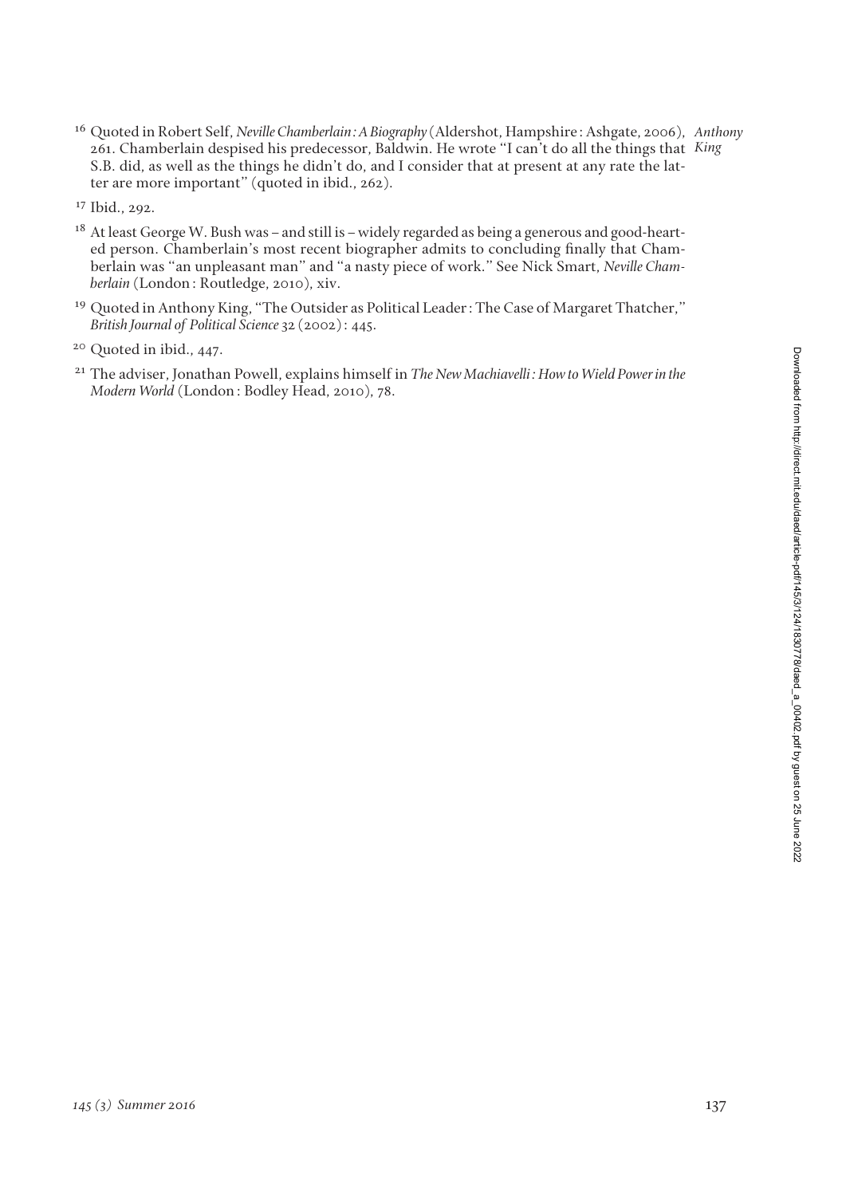[16] Quoted in Robert Self, *Neville Chamberlain: A Biography* (Aldershot, Hampshire: Ashgate, 2006), 261. Chamberlain despised his predecessor, Baldwin. He wrote "I can't do all the things that S.B. did, as well as the things he didn't do, and I consider that at present at any rate the latter are more important" (quoted in ibid., 262).

[17] Ibid., 292.

[18] At least George W. Bush was – and still is – widely regarded as being a generous and good-hearted person. Chamberlain's most recent biographer admits to concluding finally that Chamberlain was "an unpleasant man" and "a nasty piece of work." See Nick Smart, *Neville Chamberlain* (London: Routledge, 2010), xiv.

[19] Quoted in Anthony King, "The Outsider as Political Leader: The Case of Margaret Thatcher," *British Journal of Political Science* 32 (2002): 445.

[20] Quoted in ibid., 447.

[21] The adviser, Jonathan Powell, explains himself in *The New Machiavelli: How to Wield Power in the Modern World* (London: Bodley Head, 2010), 78.